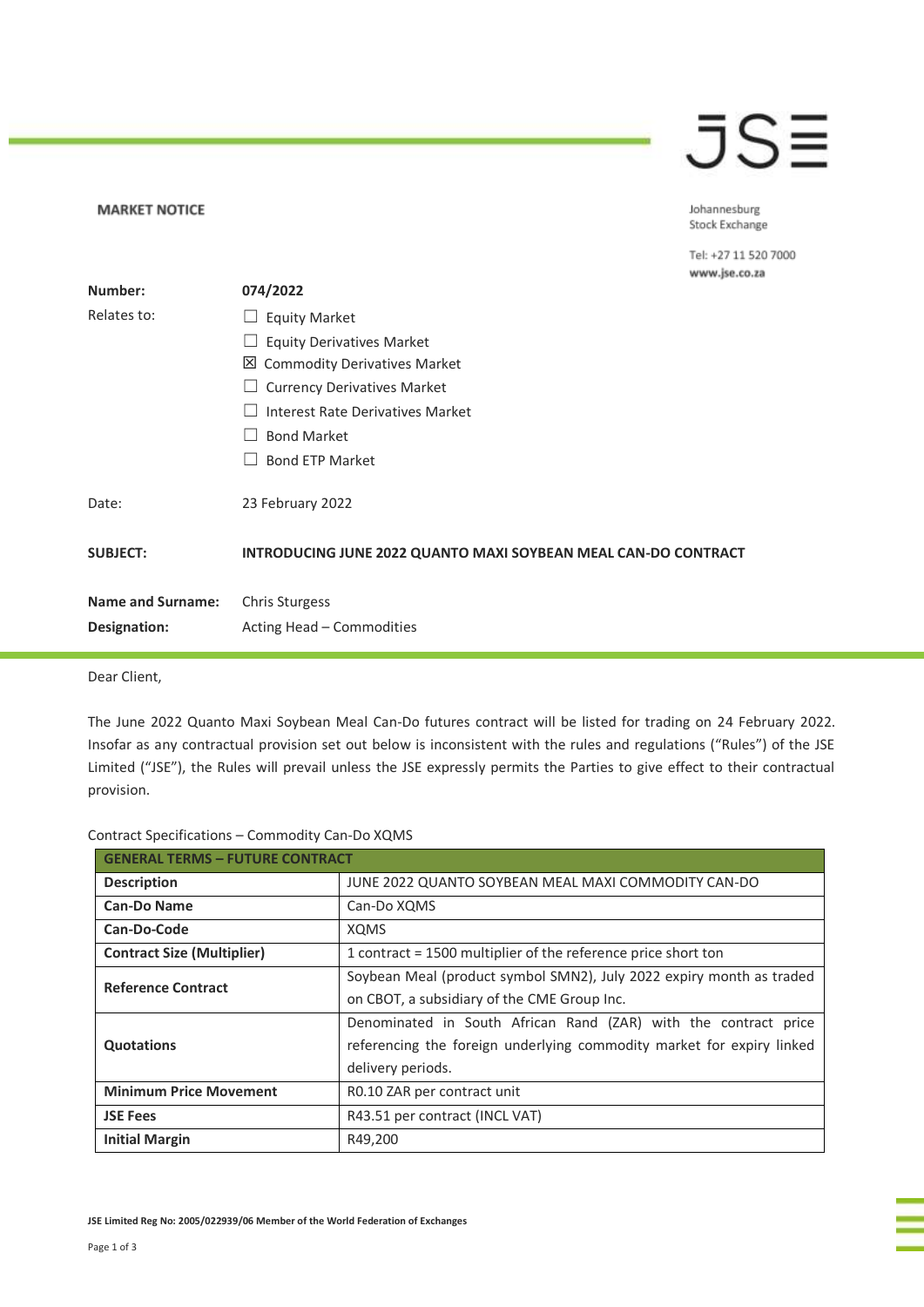**MARKET NOTICE**

Johannesburg Stock Exchange

Tel: +27 11 520 7000
www.jse.co.za

| | |
|---|---|
| **Number:** | **074/2022** |
| Relates to: | ☐ Equity Market<br>☐ Equity Derivatives Market<br>☒ Commodity Derivatives Market<br>☐ Currency Derivatives Market<br>☐ Interest Rate Derivatives Market<br>☐ Bond Market<br>☐ Bond ETP Market |
| Date: | 23 February 2022 |
| **SUBJECT:** | **INTRODUCING JUNE 2022 QUANTO MAXI SOYBEAN MEAL CAN-DO CONTRACT** |
| **Name and Surname:** | Chris Sturgess |
| **Designation:** | Acting Head – Commodities |

Dear Client,

The June 2022 Quanto Maxi Soybean Meal Can-Do futures contract will be listed for trading on 24 February 2022. Insofar as any contractual provision set out below is inconsistent with the rules and regulations ("Rules") of the JSE Limited ("JSE"), the Rules will prevail unless the JSE expressly permits the Parties to give effect to their contractual provision.

Contract Specifications – Commodity Can-Do XQMS

| **GENERAL TERMS – FUTURE CONTRACT** | |
|---|---|
| **Description** | JUNE 2022 QUANTO SOYBEAN MEAL MAXI COMMODITY CAN-DO |
| **Can-Do Name** | Can-Do XQMS |
| **Can-Do-Code** | XQMS |
| **Contract Size (Multiplier)** | 1 contract = 1500 multiplier of the reference price short ton |
| **Reference Contract** | Soybean Meal (product symbol SMN2), July 2022 expiry month as traded on CBOT, a subsidiary of the CME Group Inc. |
| **Quotations** | Denominated in South African Rand (ZAR) with the contract price referencing the foreign underlying commodity market for expiry linked delivery periods. |
| **Minimum Price Movement** | R0.10 ZAR per contract unit |
| **JSE Fees** | R43.51 per contract (INCL VAT) |
| **Initial Margin** | R49,200 |

JSE Limited Reg No: 2005/022939/06 Member of the World Federation of Exchanges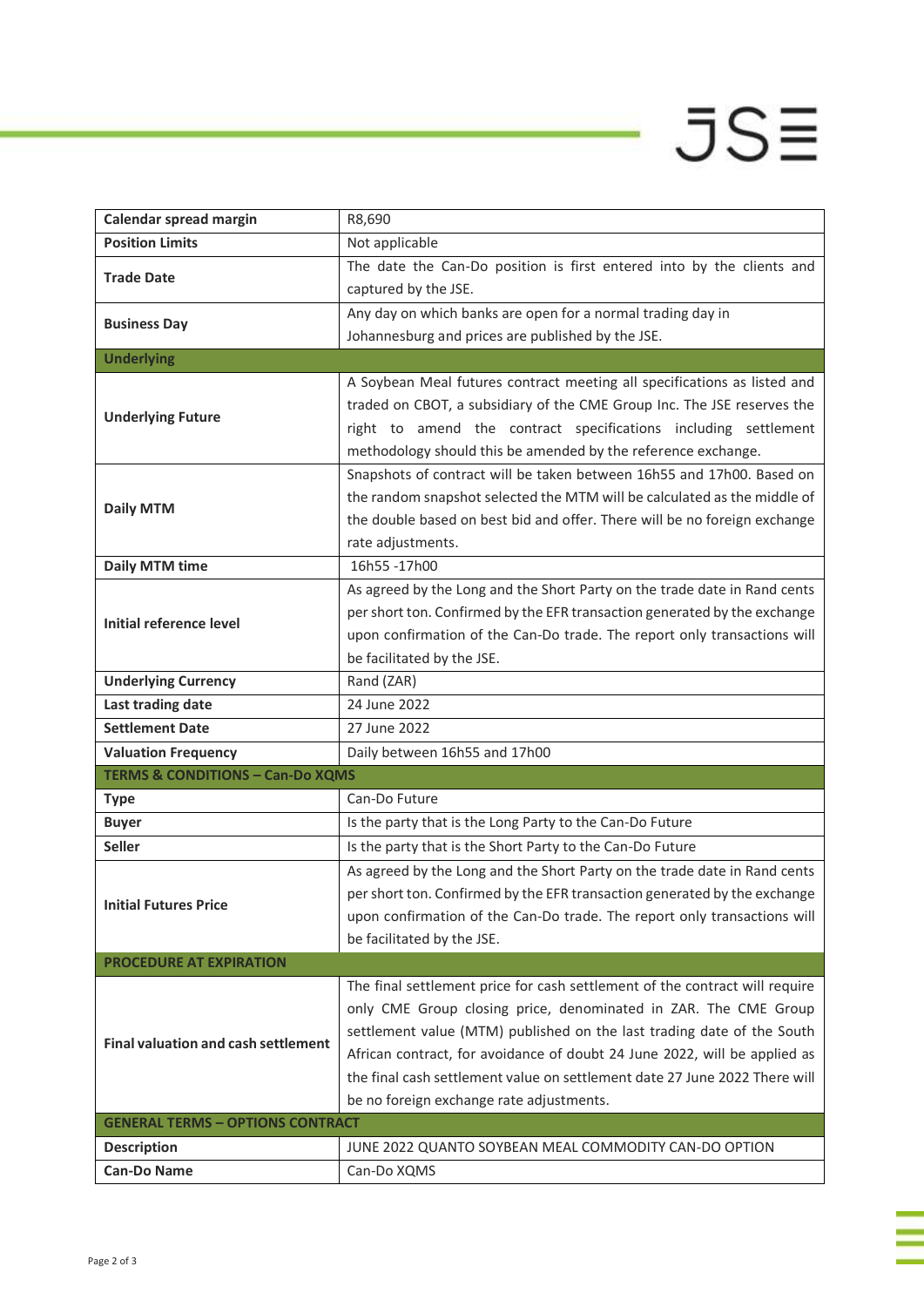| | |
|---|---|
| **Calendar spread margin** | R8,690 |
| **Position Limits** | Not applicable |
| **Trade Date** | The date the Can-Do position is first entered into by the clients and captured by the JSE. |
| **Business Day** | Any day on which banks are open for a normal trading day in Johannesburg and prices are published by the JSE. |
| **Underlying** | |
| **Underlying Future** | A Soybean Meal futures contract meeting all specifications as listed and traded on CBOT, a subsidiary of the CME Group Inc. The JSE reserves the right to amend the contract specifications including settlement methodology should this be amended by the reference exchange. |
| **Daily MTM** | Snapshots of contract will be taken between 16h55 and 17h00. Based on the random snapshot selected the MTM will be calculated as the middle of the double based on best bid and offer. There will be no foreign exchange rate adjustments. |
| **Daily MTM time** | 16h55 -17h00 |
| **Initial reference level** | As agreed by the Long and the Short Party on the trade date in Rand cents per short ton. Confirmed by the EFR transaction generated by the exchange upon confirmation of the Can-Do trade. The report only transactions will be facilitated by the JSE. |
| **Underlying Currency** | Rand (ZAR) |
| **Last trading date** | 24 June 2022 |
| **Settlement Date** | 27 June 2022 |
| **Valuation Frequency** | Daily between 16h55 and 17h00 |
| **TERMS & CONDITIONS – Can-Do XQMS** | |
| **Type** | Can-Do Future |
| **Buyer** | Is the party that is the Long Party to the Can-Do Future |
| **Seller** | Is the party that is the Short Party to the Can-Do Future |
| **Initial Futures Price** | As agreed by the Long and the Short Party on the trade date in Rand cents per short ton. Confirmed by the EFR transaction generated by the exchange upon confirmation of the Can-Do trade. The report only transactions will be facilitated by the JSE. |
| **PROCEDURE AT EXPIRATION** | |
| **Final valuation and cash settlement** | The final settlement price for cash settlement of the contract will require only CME Group closing price, denominated in ZAR. The CME Group settlement value (MTM) published on the last trading date of the South African contract, for avoidance of doubt 24 June 2022, will be applied as the final cash settlement value on settlement date 27 June 2022 There will be no foreign exchange rate adjustments. |
| **GENERAL TERMS – OPTIONS CONTRACT** | |
| **Description** | JUNE 2022 QUANTO SOYBEAN MEAL COMMODITY CAN-DO OPTION |
| **Can-Do Name** | Can-Do XQMS |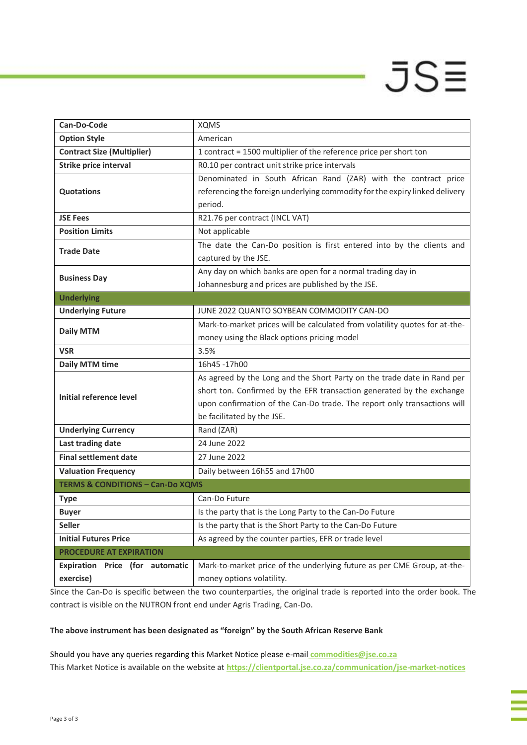| | |
|---|---|
| **Can-Do-Code** | XQMS |
| **Option Style** | American |
| **Contract Size (Multiplier)** | 1 contract = 1500 multiplier of the reference price per short ton |
| **Strike price interval** | R0.10 per contract unit strike price intervals |
| **Quotations** | Denominated in South African Rand (ZAR) with the contract price referencing the foreign underlying commodity for the expiry linked delivery period. |
| **JSE Fees** | R21.76 per contract (INCL VAT) |
| **Position Limits** | Not applicable |
| **Trade Date** | The date the Can-Do position is first entered into by the clients and captured by the JSE. |
| **Business Day** | Any day on which banks are open for a normal trading day in Johannesburg and prices are published by the JSE. |
| **Underlying** | |
| **Underlying Future** | JUNE 2022 QUANTO SOYBEAN COMMODITY CAN-DO |
| **Daily MTM** | Mark-to-market prices will be calculated from volatility quotes for at-the-money using the Black options pricing model |
| **VSR** | 3.5% |
| **Daily MTM time** | 16h45 -17h00 |
| **Initial reference level** | As agreed by the Long and the Short Party on the trade date in Rand per short ton. Confirmed by the EFR transaction generated by the exchange upon confirmation of the Can-Do trade. The report only transactions will be facilitated by the JSE. |
| **Underlying Currency** | Rand (ZAR) |
| **Last trading date** | 24 June 2022 |
| **Final settlement date** | 27 June 2022 |
| **Valuation Frequency** | Daily between 16h55 and 17h00 |
| **TERMS & CONDITIONS – Can-Do XQMS** | |
| **Type** | Can-Do Future |
| **Buyer** | Is the party that is the Long Party to the Can-Do Future |
| **Seller** | Is the party that is the Short Party to the Can-Do Future |
| **Initial Futures Price** | As agreed by the counter parties, EFR or trade level |
| **PROCEDURE AT EXPIRATION** | |
| **Expiration Price (for automatic exercise)** | Mark-to-market price of the underlying future as per CME Group, at-the-money options volatility. |

Since the Can-Do is specific between the two counterparties, the original trade is reported into the order book. The contract is visible on the NUTRON front end under Agris Trading, Can-Do.

**The above instrument has been designated as "foreign" by the South African Reserve Bank**

Should you have any queries regarding this Market Notice please e-mail commodities@jse.co.za
This Market Notice is available on the website at https://clientportal.jse.co.za/communication/jse-market-notices